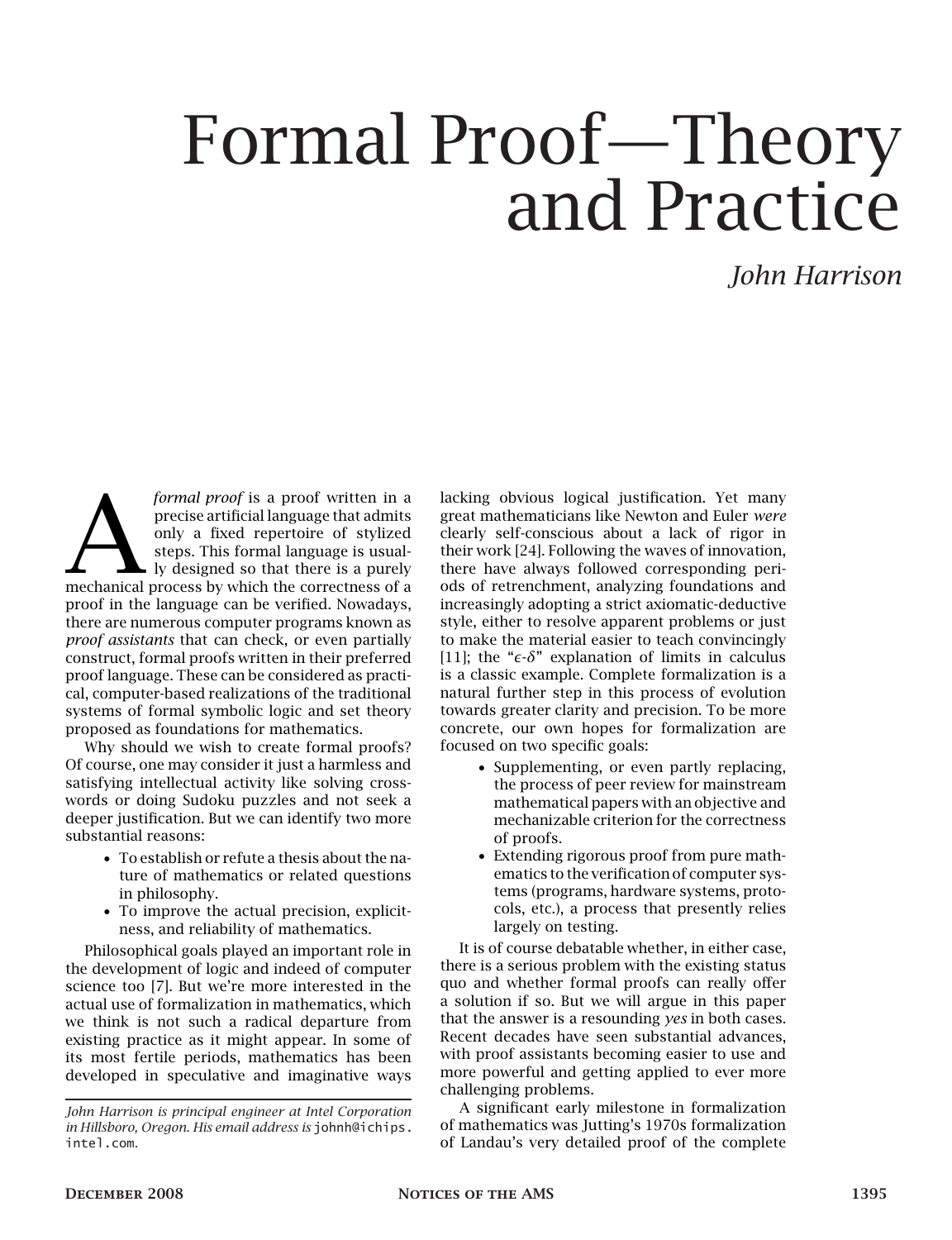# Formal Proof—Theory and Practice

*John Harrison*

A *formal proof* is a proof written in a precise artificial language that admits only a fixed repertoire of stylized steps. This formal language is usually designed so that there is a purely mechanical process by which the correctness of a proof in the language can be verified. Nowadays, there are numerous computer programs known as *proof assistants* that can check, or even partially construct, formal proofs written in their preferred proof language. These can be considered as practical, computer-based realizations of the traditional systems of formal symbolic logic and set theory proposed as foundations for mathematics.

Why should we wish to create formal proofs? Of course, one may consider it just a harmless and satisfying intellectual activity like solving crosswords or doing Sudoku puzzles and not seek a deeper justification. But we can identify two more substantial reasons:

- To establish or refute a thesis about the nature of mathematics or related questions in philosophy.
- To improve the actual precision, explicitness, and reliability of mathematics.

Philosophical goals played an important role in the development of logic and indeed of computer science too [7]. But we're more interested in the actual use of formalization in mathematics, which we think is not such a radical departure from existing practice as it might appear. In some of its most fertile periods, mathematics has been developed in speculative and imaginative ways lacking obvious logical justification. Yet many great mathematicians like Newton and Euler *were* clearly self-conscious about a lack of rigor in their work [24]. Following the waves of innovation, there have always followed corresponding periods of retrenchment, analyzing foundations and increasingly adopting a strict axiomatic-deductive style, either to resolve apparent problems or just to make the material easier to teach convincingly [11]; the "$\epsilon$-$\delta$" explanation of limits in calculus is a classic example. Complete formalization is a natural further step in this process of evolution towards greater clarity and precision. To be more concrete, our own hopes for formalization are focused on two specific goals:

- Supplementing, or even partly replacing, the process of peer review for mainstream mathematical papers with an objective and mechanizable criterion for the correctness of proofs.
- Extending rigorous proof from pure mathematics to the verification of computer systems (programs, hardware systems, protocols, etc.), a process that presently relies largely on testing.

It is of course debatable whether, in either case, there is a serious problem with the existing status quo and whether formal proofs can really offer a solution if so. But we will argue in this paper that the answer is a resounding *yes* in both cases. Recent decades have seen substantial advances, with proof assistants becoming easier to use and more powerful and getting applied to ever more challenging problems.

A significant early milestone in formalization of mathematics was Jutting's 1970s formalization of Landau's very detailed proof of the complete

---

*John Harrison is principal engineer at Intel Corporation in Hillsboro, Oregon. His email address is* johnh@ichips.intel.com.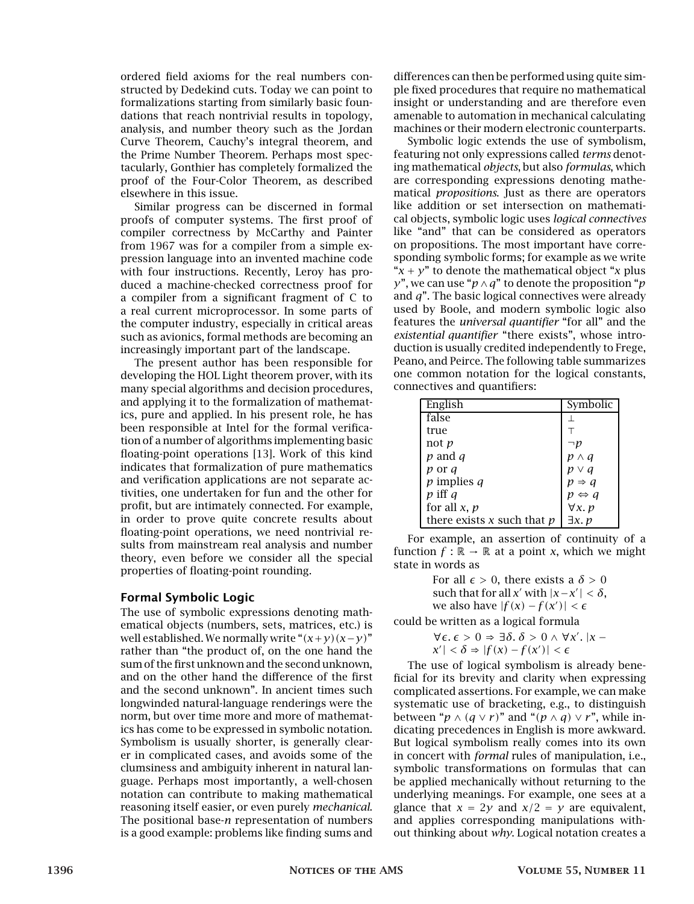ordered field axioms for the real numbers constructed by Dedekind cuts. Today we can point to formalizations starting from similarly basic foundations that reach nontrivial results in topology, analysis, and number theory such as the Jordan Curve Theorem, Cauchy's integral theorem, and the Prime Number Theorem. Perhaps most spectacularly, Gonthier has completely formalized the proof of the Four-Color Theorem, as described elsewhere in this issue.

Similar progress can be discerned in formal proofs of computer systems. The first proof of compiler correctness by McCarthy and Painter from 1967 was for a compiler from a simple expression language into an invented machine code with four instructions. Recently, Leroy has produced a machine-checked correctness proof for a compiler from a significant fragment of C to a real current microprocessor. In some parts of the computer industry, especially in critical areas such as avionics, formal methods are becoming an increasingly important part of the landscape.

The present author has been responsible for developing the HOL Light theorem prover, with its many special algorithms and decision procedures, and applying it to the formalization of mathematics, pure and applied. In his present role, he has been responsible at Intel for the formal verification of a number of algorithms implementing basic floating-point operations [13]. Work of this kind indicates that formalization of pure mathematics and verification applications are not separate activities, one undertaken for fun and the other for profit, but are intimately connected. For example, in order to prove quite concrete results about floating-point operations, we need nontrivial results from mainstream real analysis and number theory, even before we consider all the special properties of floating-point rounding.

## Formal Symbolic Logic

The use of symbolic expressions denoting mathematical objects (numbers, sets, matrices, etc.) is well established. We normally write "$(x+y)(x-y)$" rather than "the product of, on the one hand the sum of the first unknown and the second unknown, and on the other hand the difference of the first and the second unknown". In ancient times such longwinded natural-language renderings were the norm, but over time more and more of mathematics has come to be expressed in symbolic notation. Symbolism is usually shorter, is generally clearer in complicated cases, and avoids some of the clumsiness and ambiguity inherent in natural language. Perhaps most importantly, a well-chosen notation can contribute to making mathematical reasoning itself easier, or even purely *mechanical*. The positional base-$n$ representation of numbers is a good example: problems like finding sums and differences can then be performed using quite simple fixed procedures that require no mathematical insight or understanding and are therefore even amenable to automation in mechanical calculating machines or their modern electronic counterparts.

Symbolic logic extends the use of symbolism, featuring not only expressions called *terms* denoting mathematical *objects*, but also *formulas*, which are corresponding expressions denoting mathematical *propositions*. Just as there are operators like addition or set intersection on mathematical objects, symbolic logic uses *logical connectives* like "and" that can be considered as operators on propositions. The most important have corresponding symbolic forms; for example as we write "$x + y$" to denote the mathematical object "$x$ plus $y$", we can use "$p \wedge q$" to denote the proposition "$p$ and $q$". The basic logical connectives were already used by Boole, and modern symbolic logic also features the *universal quantifier* "for all" and the *existential quantifier* "there exists", whose introduction is usually credited independently to Frege, Peano, and Peirce. The following table summarizes one common notation for the logical constants, connectives and quantifiers:

| English | Symbolic |
|---|---|
| false | $\bot$ |
| true | $\top$ |
| not $p$ | $\neg p$ |
| $p$ and $q$ | $p \wedge q$ |
| $p$ or $q$ | $p \vee q$ |
| $p$ implies $q$ | $p \Rightarrow q$ |
| $p$ iff $q$ | $p \Leftrightarrow q$ |
| for all $x$, $p$ | $\forall x.\ p$ |
| there exists $x$ such that $p$ | $\exists x.\ p$ |

For example, an assertion of continuity of a function $f : \mathbb{R} \to \mathbb{R}$ at a point $x$, which we might state in words as

> For all $\epsilon > 0$, there exists a $\delta > 0$ such that for all $x'$ with $|x - x'| < \delta$, we also have $|f(x) - f(x')| < \epsilon$

could be written as a logical formula

$$\forall \epsilon.\ \epsilon > 0 \Rightarrow \exists \delta.\ \delta > 0 \wedge \forall x'.\ |x - x'| < \delta \Rightarrow |f(x) - f(x')| < \epsilon$$

The use of logical symbolism is already beneficial for its brevity and clarity when expressing complicated assertions. For example, we can make systematic use of bracketing, e.g., to distinguish between "$p \wedge (q \vee r)$" and "$(p \wedge q) \vee r$", while indicating precedences in English is more awkward. But logical symbolism really comes into its own in concert with *formal* rules of manipulation, i.e., symbolic transformations on formulas that can be applied mechanically without returning to the underlying meanings. For example, one sees at a glance that $x = 2y$ and $x/2 = y$ are equivalent, and applies corresponding manipulations without thinking about *why*. Logical notation creates a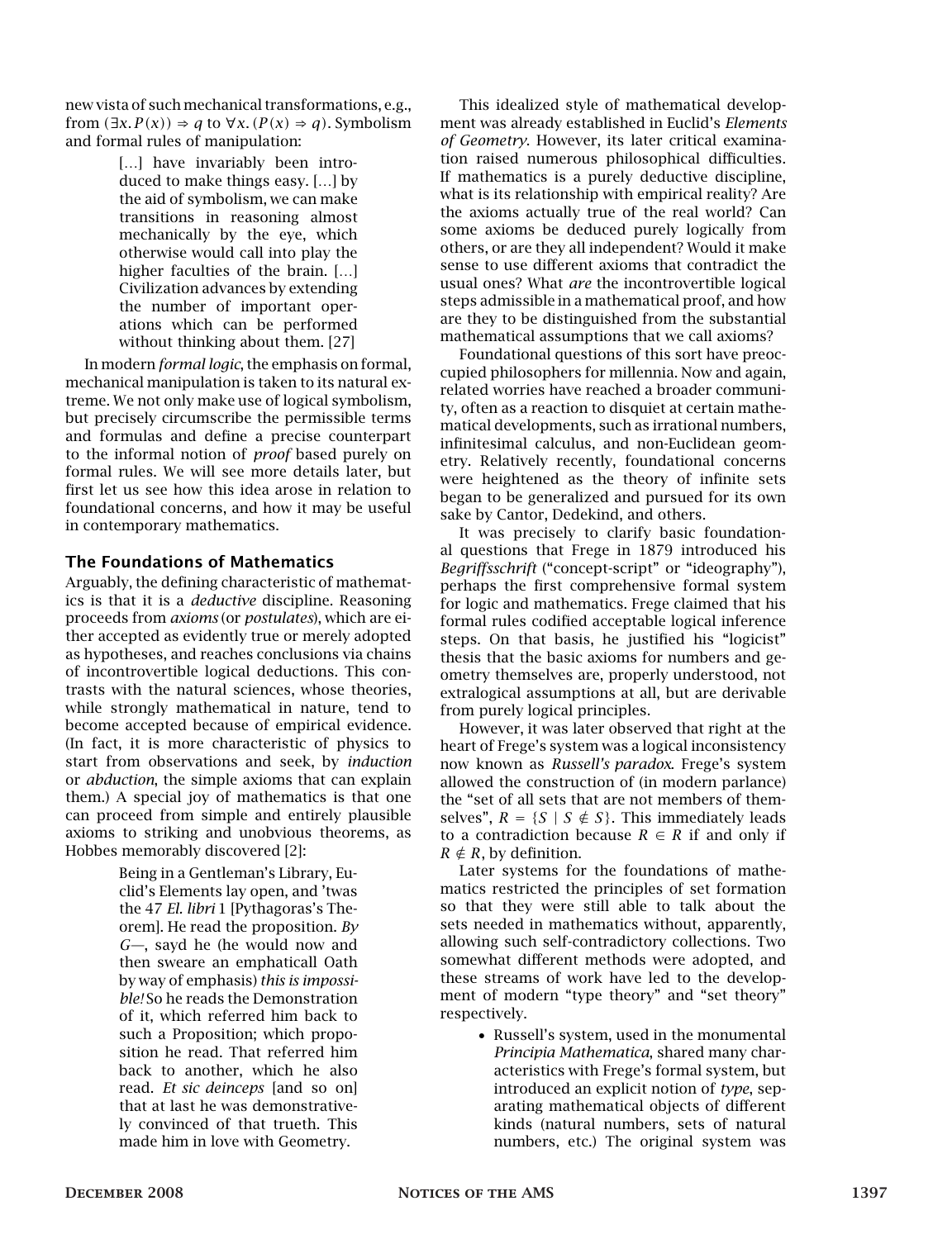new vista of such mechanical transformations, e.g., from $(\exists x.\, P(x)) \Rightarrow q$ to $\forall x.\, (P(x) \Rightarrow q)$. Symbolism and formal rules of manipulation:

> [...] have invariably been introduced to make things easy. [...] by the aid of symbolism, we can make transitions in reasoning almost mechanically by the eye, which otherwise would call into play the higher faculties of the brain. [...] Civilization advances by extending the number of important operations which can be performed without thinking about them. [27]

In modern *formal logic*, the emphasis on formal, mechanical manipulation is taken to its natural extreme. We not only make use of logical symbolism, but precisely circumscribe the permissible terms and formulas and define a precise counterpart to the informal notion of *proof* based purely on formal rules. We will see more details later, but first let us see how this idea arose in relation to foundational concerns, and how it may be useful in contemporary mathematics.

## The Foundations of Mathematics

Arguably, the defining characteristic of mathematics is that it is a *deductive* discipline. Reasoning proceeds from *axioms* (or *postulates*), which are either accepted as evidently true or merely adopted as hypotheses, and reaches conclusions via chains of incontrovertible logical deductions. This contrasts with the natural sciences, whose theories, while strongly mathematical in nature, tend to become accepted because of empirical evidence. (In fact, it is more characteristic of physics to start from observations and seek, by *induction* or *abduction*, the simple axioms that can explain them.) A special joy of mathematics is that one can proceed from simple and entirely plausible axioms to striking and unobvious theorems, as Hobbes memorably discovered [2]:

> Being in a Gentleman's Library, Euclid's Elements lay open, and 'twas the 47 *El. libri* 1 [Pythagoras's Theorem]. He read the proposition. *By G—*, sayd he (he would now and then sweare an emphaticall Oath by way of emphasis) *this is impossible!* So he reads the Demonstration of it, which referred him back to such a Proposition; which proposition he read. That referred him back to another, which he also read. *Et sic deinceps* [and so on] that at last he was demonstratively convinced of that trueth. This made him in love with Geometry.

This idealized style of mathematical development was already established in Euclid's *Elements of Geometry*. However, its later critical examination raised numerous philosophical difficulties. If mathematics is a purely deductive discipline, what is its relationship with empirical reality? Are the axioms actually true of the real world? Can some axioms be deduced purely logically from others, or are they all independent? Would it make sense to use different axioms that contradict the usual ones? What *are* the incontrovertible logical steps admissible in a mathematical proof, and how are they to be distinguished from the substantial mathematical assumptions that we call axioms?

Foundational questions of this sort have preoccupied philosophers for millennia. Now and again, related worries have reached a broader community, often as a reaction to disquiet at certain mathematical developments, such as irrational numbers, infinitesimal calculus, and non-Euclidean geometry. Relatively recently, foundational concerns were heightened as the theory of infinite sets began to be generalized and pursued for its own sake by Cantor, Dedekind, and others.

It was precisely to clarify basic foundational questions that Frege in 1879 introduced his *Begriffsschrift* ("concept-script" or "ideography"), perhaps the first comprehensive formal system for logic and mathematics. Frege claimed that his formal rules codified acceptable logical inference steps. On that basis, he justified his "logicist" thesis that the basic axioms for numbers and geometry themselves are, properly understood, not extralogical assumptions at all, but are derivable from purely logical principles.

However, it was later observed that right at the heart of Frege's system was a logical inconsistency now known as *Russell's paradox*. Frege's system allowed the construction of (in modern parlance) the "set of all sets that are not members of themselves", $R = \{S \mid S \notin S\}$. This immediately leads to a contradiction because $R \in R$ if and only if $R \notin R$, by definition.

Later systems for the foundations of mathematics restricted the principles of set formation so that they were still able to talk about the sets needed in mathematics without, apparently, allowing such self-contradictory collections. Two somewhat different methods were adopted, and these streams of work have led to the development of modern "type theory" and "set theory" respectively.

- Russell's system, used in the monumental *Principia Mathematica*, shared many characteristics with Frege's formal system, but introduced an explicit notion of *type*, separating mathematical objects of different kinds (natural numbers, sets of natural numbers, etc.) The original system was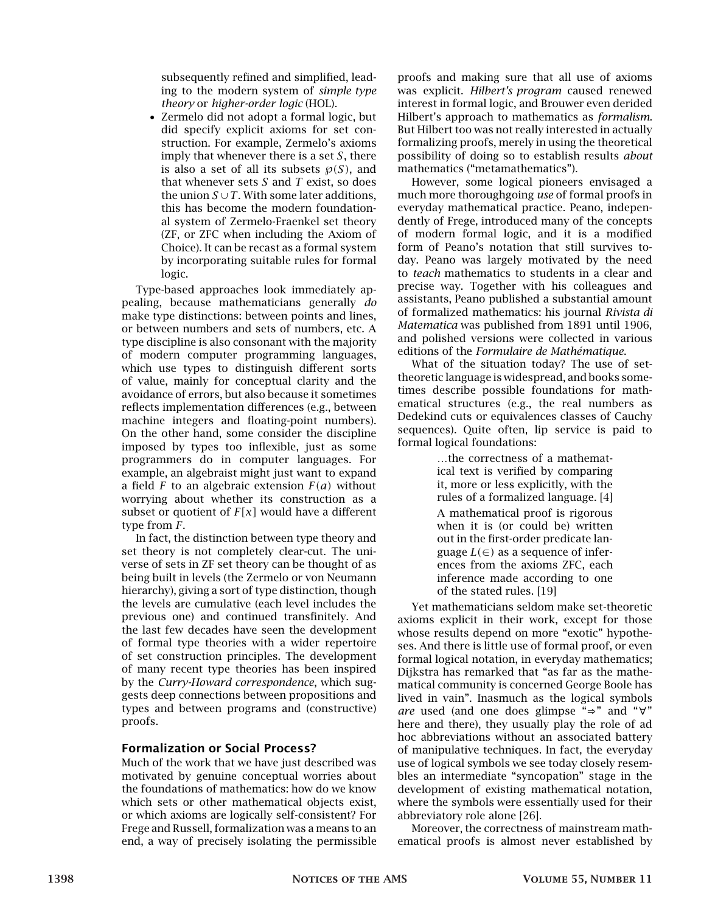subsequently refined and simplified, leading to the modern system of *simple type theory* or *higher-order logic* (HOL).

- Zermelo did not adopt a formal logic, but did specify explicit axioms for set construction. For example, Zermelo's axioms imply that whenever there is a set $S$, there is also a set of all its subsets $\wp(S)$, and that whenever sets $S$ and $T$ exist, so does the union $S \cup T$. With some later additions, this has become the modern foundational system of Zermelo-Fraenkel set theory (ZF, or ZFC when including the Axiom of Choice). It can be recast as a formal system by incorporating suitable rules for formal logic.

Type-based approaches look immediately appealing, because mathematicians generally *do* make type distinctions: between points and lines, or between numbers and sets of numbers, etc. A type discipline is also consonant with the majority of modern computer programming languages, which use types to distinguish different sorts of value, mainly for conceptual clarity and the avoidance of errors, but also because it sometimes reflects implementation differences (e.g., between machine integers and floating-point numbers). On the other hand, some consider the discipline imposed by types too inflexible, just as some programmers do in computer languages. For example, an algebraist might just want to expand a field $F$ to an algebraic extension $F(a)$ without worrying about whether its construction as a subset or quotient of $F[x]$ would have a different type from $F$.

In fact, the distinction between type theory and set theory is not completely clear-cut. The universe of sets in ZF set theory can be thought of as being built in levels (the Zermelo or von Neumann hierarchy), giving a sort of type distinction, though the levels are cumulative (each level includes the previous one) and continued transfinitely. And the last few decades have seen the development of formal type theories with a wider repertoire of set construction principles. The development of many recent type theories has been inspired by the *Curry-Howard correspondence*, which suggests deep connections between propositions and types and between programs and (constructive) proofs.

## Formalization or Social Process?

Much of the work that we have just described was motivated by genuine conceptual worries about the foundations of mathematics: how do we know which sets or other mathematical objects exist, or which axioms are logically self-consistent? For Frege and Russell, formalization was a means to an end, a way of precisely isolating the permissible proofs and making sure that all use of axioms was explicit. *Hilbert's program* caused renewed interest in formal logic, and Brouwer even derided Hilbert's approach to mathematics as *formalism*. But Hilbert too was not really interested in actually formalizing proofs, merely in using the theoretical possibility of doing so to establish results *about* mathematics ("metamathematics").

However, some logical pioneers envisaged a much more thoroughgoing *use* of formal proofs in everyday mathematical practice. Peano, independently of Frege, introduced many of the concepts of modern formal logic, and it is a modified form of Peano's notation that still survives today. Peano was largely motivated by the need to *teach* mathematics to students in a clear and precise way. Together with his colleagues and assistants, Peano published a substantial amount of formalized mathematics: his journal *Rivista di Matematica* was published from 1891 until 1906, and polished versions were collected in various editions of the *Formulaire de Mathématique*.

What of the situation today? The use of set-theoretic language is widespread, and books sometimes describe possible foundations for mathematical structures (e.g., the real numbers as Dedekind cuts or equivalences classes of Cauchy sequences). Quite often, lip service is paid to formal logical foundations:

> …the correctness of a mathematical text is verified by comparing it, more or less explicitly, with the rules of a formalized language. [4]

> A mathematical proof is rigorous when it is (or could be) written out in the first-order predicate language $L(\in)$ as a sequence of inferences from the axioms ZFC, each inference made according to one of the stated rules. [19]

Yet mathematicians seldom make set-theoretic axioms explicit in their work, except for those whose results depend on more "exotic" hypotheses. And there is little use of formal proof, or even formal logical notation, in everyday mathematics; Dijkstra has remarked that "as far as the mathematical community is concerned George Boole has lived in vain". Inasmuch as the logical symbols *are* used (and one does glimpse "$\Rightarrow$" and "$\forall$" here and there), they usually play the role of ad hoc abbreviations without an associated battery of manipulative techniques. In fact, the everyday use of logical symbols we see today closely resembles an intermediate "syncopation" stage in the development of existing mathematical notation, where the symbols were essentially used for their abbreviatory role alone [26].

Moreover, the correctness of mainstream mathematical proofs is almost never established by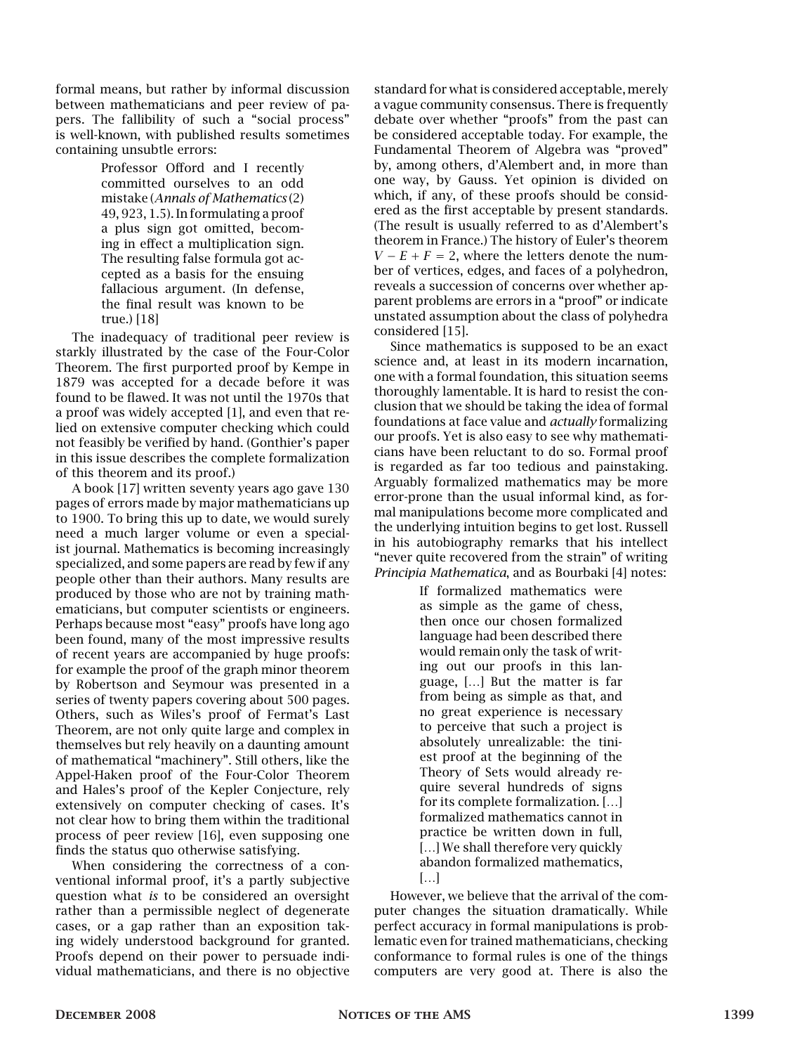formal means, but rather by informal discussion between mathematicians and peer review of papers. The fallibility of such a "social process" is well-known, with published results sometimes containing unsubtle errors:

> Professor Offord and I recently committed ourselves to an odd mistake (*Annals of Mathematics* (2) 49, 923, 1.5). In formulating a proof a plus sign got omitted, becoming in effect a multiplication sign. The resulting false formula got accepted as a basis for the ensuing fallacious argument. (In defense, the final result was known to be true.) [18]

The inadequacy of traditional peer review is starkly illustrated by the case of the Four-Color Theorem. The first purported proof by Kempe in 1879 was accepted for a decade before it was found to be flawed. It was not until the 1970s that a proof was widely accepted [1], and even that relied on extensive computer checking which could not feasibly be verified by hand. (Gonthier's paper in this issue describes the complete formalization of this theorem and its proof.)

A book [17] written seventy years ago gave 130 pages of errors made by major mathematicians up to 1900. To bring this up to date, we would surely need a much larger volume or even a specialist journal. Mathematics is becoming increasingly specialized, and some papers are read by few if any people other than their authors. Many results are produced by those who are not by training mathematicians, but computer scientists or engineers. Perhaps because most "easy" proofs have long ago been found, many of the most impressive results of recent years are accompanied by huge proofs: for example the proof of the graph minor theorem by Robertson and Seymour was presented in a series of twenty papers covering about 500 pages. Others, such as Wiles's proof of Fermat's Last Theorem, are not only quite large and complex in themselves but rely heavily on a daunting amount of mathematical "machinery". Still others, like the Appel-Haken proof of the Four-Color Theorem and Hales's proof of the Kepler Conjecture, rely extensively on computer checking of cases. It's not clear how to bring them within the traditional process of peer review [16], even supposing one finds the status quo otherwise satisfying.

When considering the correctness of a conventional informal proof, it's a partly subjective question what *is* to be considered an oversight rather than a permissible neglect of degenerate cases, or a gap rather than an exposition taking widely understood background for granted. Proofs depend on their power to persuade individual mathematicians, and there is no objective standard for what is considered acceptable, merely a vague community consensus. There is frequently debate over whether "proofs" from the past can be considered acceptable today. For example, the Fundamental Theorem of Algebra was "proved" by, among others, d'Alembert and, in more than one way, by Gauss. Yet opinion is divided on which, if any, of these proofs should be considered as the first acceptable by present standards. (The result is usually referred to as d'Alembert's theorem in France.) The history of Euler's theorem $V - E + F = 2$, where the letters denote the number of vertices, edges, and faces of a polyhedron, reveals a succession of concerns over whether apparent problems are errors in a "proof" or indicate unstated assumption about the class of polyhedra considered [15].

Since mathematics is supposed to be an exact science and, at least in its modern incarnation, one with a formal foundation, this situation seems thoroughly lamentable. It is hard to resist the conclusion that we should be taking the idea of formal foundations at face value and *actually* formalizing our proofs. Yet is also easy to see why mathematicians have been reluctant to do so. Formal proof is regarded as far too tedious and painstaking. Arguably formalized mathematics may be more error-prone than the usual informal kind, as formal manipulations become more complicated and the underlying intuition begins to get lost. Russell in his autobiography remarks that his intellect "never quite recovered from the strain" of writing *Principia Mathematica*, and as Bourbaki [4] notes:

> If formalized mathematics were as simple as the game of chess, then once our chosen formalized language had been described there would remain only the task of writing out our proofs in this language, [...] But the matter is far from being as simple as that, and no great experience is necessary to perceive that such a project is absolutely unrealizable: the tiniest proof at the beginning of the Theory of Sets would already require several hundreds of signs for its complete formalization. [...] formalized mathematics cannot in practice be written down in full, [...] We shall therefore very quickly abandon formalized mathematics, [...]

However, we believe that the arrival of the computer changes the situation dramatically. While perfect accuracy in formal manipulations is problematic even for trained mathematicians, checking conformance to formal rules is one of the things computers are very good at. There is also the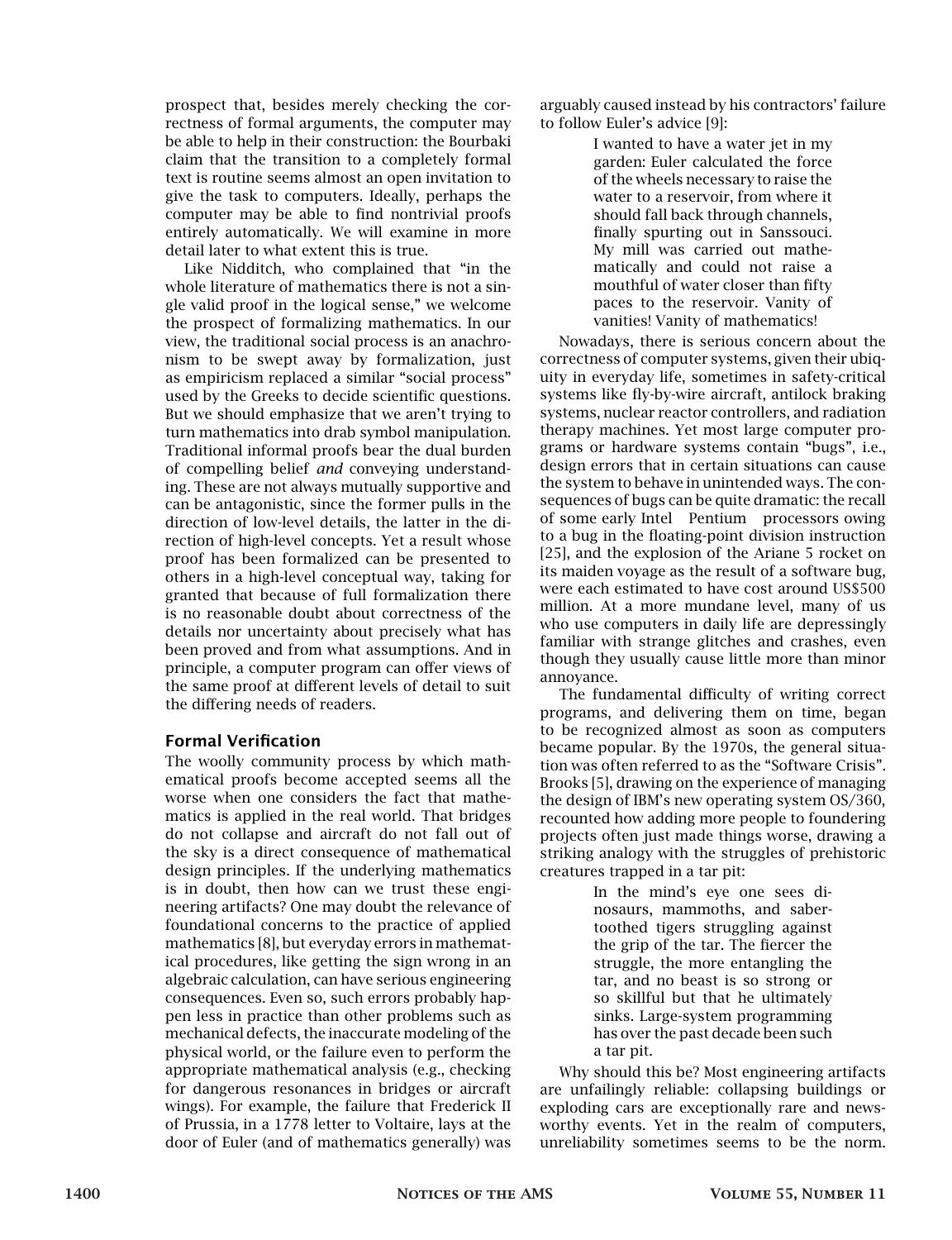prospect that, besides merely checking the correctness of formal arguments, the computer may be able to help in their construction: the Bourbaki claim that the transition to a completely formal text is routine seems almost an open invitation to give the task to computers. Ideally, perhaps the computer may be able to find nontrivial proofs entirely automatically. We will examine in more detail later to what extent this is true.

Like Nidditch, who complained that "in the whole literature of mathematics there is not a single valid proof in the logical sense," we welcome the prospect of formalizing mathematics. In our view, the traditional social process is an anachronism to be swept away by formalization, just as empiricism replaced a similar "social process" used by the Greeks to decide scientific questions. But we should emphasize that we aren't trying to turn mathematics into drab symbol manipulation. Traditional informal proofs bear the dual burden of compelling belief *and* conveying understanding. These are not always mutually supportive and can be antagonistic, since the former pulls in the direction of low-level details, the latter in the direction of high-level concepts. Yet a result whose proof has been formalized can be presented to others in a high-level conceptual way, taking for granted that because of full formalization there is no reasonable doubt about correctness of the details nor uncertainty about precisely what has been proved and from what assumptions. And in principle, a computer program can offer views of the same proof at different levels of detail to suit the differing needs of readers.

## Formal Verification

The woolly community process by which mathematical proofs become accepted seems all the worse when one considers the fact that mathematics is applied in the real world. That bridges do not collapse and aircraft do not fall out of the sky is a direct consequence of mathematical design principles. If the underlying mathematics is in doubt, then how can we trust these engineering artifacts? One may doubt the relevance of foundational concerns to the practice of applied mathematics [8], but everyday errors in mathematical procedures, like getting the sign wrong in an algebraic calculation, can have serious engineering consequences. Even so, such errors probably happen less in practice than other problems such as mechanical defects, the inaccurate modeling of the physical world, or the failure even to perform the appropriate mathematical analysis (e.g., checking for dangerous resonances in bridges or aircraft wings). For example, the failure that Frederick II of Prussia, in a 1778 letter to Voltaire, lays at the door of Euler (and of mathematics generally) was arguably caused instead by his contractors' failure to follow Euler's advice [9]:

> I wanted to have a water jet in my garden: Euler calculated the force of the wheels necessary to raise the water to a reservoir, from where it should fall back through channels, finally spurting out in Sanssouci. My mill was carried out mathematically and could not raise a mouthful of water closer than fifty paces to the reservoir. Vanity of vanities! Vanity of mathematics!

Nowadays, there is serious concern about the correctness of computer systems, given their ubiquity in everyday life, sometimes in safety-critical systems like fly-by-wire aircraft, antilock braking systems, nuclear reactor controllers, and radiation therapy machines. Yet most large computer programs or hardware systems contain "bugs", i.e., design errors that in certain situations can cause the system to behave in unintended ways. The consequences of bugs can be quite dramatic: the recall of some early Intel Pentium processors owing to a bug in the floating-point division instruction [25], and the explosion of the Ariane 5 rocket on its maiden voyage as the result of a software bug, were each estimated to have cost around US$500 million. At a more mundane level, many of us who use computers in daily life are depressingly familiar with strange glitches and crashes, even though they usually cause little more than minor annoyance.

The fundamental difficulty of writing correct programs, and delivering them on time, began to be recognized almost as soon as computers became popular. By the 1970s, the general situation was often referred to as the "Software Crisis". Brooks [5], drawing on the experience of managing the design of IBM's new operating system OS/360, recounted how adding more people to foundering projects often just made things worse, drawing a striking analogy with the struggles of prehistoric creatures trapped in a tar pit:

> In the mind's eye one sees dinosaurs, mammoths, and sabertoothed tigers struggling against the grip of the tar. The fiercer the struggle, the more entangling the tar, and no beast is so strong or so skillful but that he ultimately sinks. Large-system programming has over the past decade been such a tar pit.

Why should this be? Most engineering artifacts are unfailingly reliable: collapsing buildings or exploding cars are exceptionally rare and newsworthy events. Yet in the realm of computers, unreliability sometimes seems to be the norm.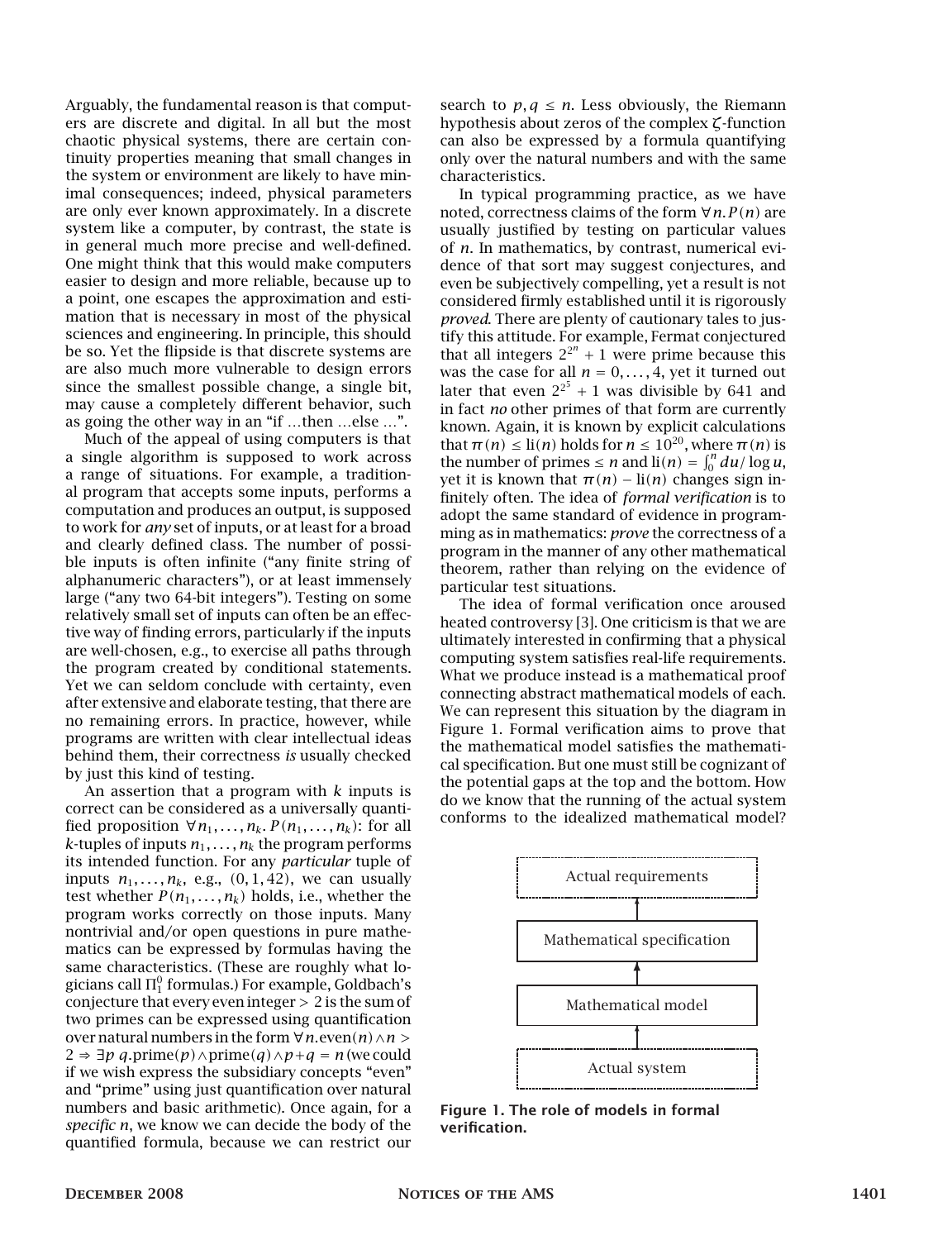Arguably, the fundamental reason is that computers are discrete and digital. In all but the most chaotic physical systems, there are certain continuity properties meaning that small changes in the system or environment are likely to have minimal consequences; indeed, physical parameters are only ever known approximately. In a discrete system like a computer, by contrast, the state is in general much more precise and well-defined. One might think that this would make computers easier to design and more reliable, because up to a point, one escapes the approximation and estimation that is necessary in most of the physical sciences and engineering. In principle, this should be so. Yet the flipside is that discrete systems are are also much more vulnerable to design errors since the smallest possible change, a single bit, may cause a completely different behavior, such as going the other way in an "if …then …else …".

Much of the appeal of using computers is that a single algorithm is supposed to work across a range of situations. For example, a traditional program that accepts some inputs, performs a computation and produces an output, is supposed to work for *any* set of inputs, or at least for a broad and clearly defined class. The number of possible inputs is often infinite ("any finite string of alphanumeric characters"), or at least immensely large ("any two 64-bit integers"). Testing on some relatively small set of inputs can often be an effective way of finding errors, particularly if the inputs are well-chosen, e.g., to exercise all paths through the program created by conditional statements. Yet we can seldom conclude with certainty, even after extensive and elaborate testing, that there are no remaining errors. In practice, however, while programs are written with clear intellectual ideas behind them, their correctness *is* usually checked by just this kind of testing.

An assertion that a program with $k$ inputs is correct can be considered as a universally quantified proposition $\forall n_1, \ldots, n_k. P(n_1, \ldots, n_k)$: for all $k$-tuples of inputs $n_1, \ldots, n_k$ the program performs its intended function. For any *particular* tuple of inputs $n_1, \ldots, n_k$, e.g., $(0, 1, 42)$, we can usually test whether $P(n_1, \ldots, n_k)$ holds, i.e., whether the program works correctly on those inputs. Many nontrivial and/or open questions in pure mathematics can be expressed by formulas having the same characteristics. (These are roughly what logicians call $\Pi_1^0$ formulas.) For example, Goldbach's conjecture that every even integer $> 2$ is the sum of two primes can be expressed using quantification over natural numbers in the form $\forall n. \text{even}(n) \wedge n > 2 \Rightarrow \exists p\ q. \text{prime}(p) \wedge \text{prime}(q) \wedge p + q = n$ (we could if we wish express the subsidiary concepts "even" and "prime" using just quantification over natural numbers and basic arithmetic). Once again, for a *specific* $n$, we know we can decide the body of the quantified formula, because we can restrict our search to $p, q \leq n$. Less obviously, the Riemann hypothesis about zeros of the complex $\zeta$-function can also be expressed by a formula quantifying only over the natural numbers and with the same characteristics.

In typical programming practice, as we have noted, correctness claims of the form $\forall n. P(n)$ are usually justified by testing on particular values of $n$. In mathematics, by contrast, numerical evidence of that sort may suggest conjectures, and even be subjectively compelling, yet a result is not considered firmly established until it is rigorously *proved*. There are plenty of cautionary tales to justify this attitude. For example, Fermat conjectured that all integers $2^{2^n} + 1$ were prime because this was the case for all $n = 0, \ldots, 4$, yet it turned out later that even $2^{2^5} + 1$ was divisible by 641 and in fact *no* other primes of that form are currently known. Again, it is known by explicit calculations that $\pi(n) \leq \text{li}(n)$ holds for $n \leq 10^{20}$, where $\pi(n)$ is the number of primes $\leq n$ and $\text{li}(n) = \int_0^n du / \log u$, yet it is known that $\pi(n) - \text{li}(n)$ changes sign infinitely often. The idea of *formal verification* is to adopt the same standard of evidence in programming as in mathematics: *prove* the correctness of a program in the manner of any other mathematical theorem, rather than relying on the evidence of particular test situations.

The idea of formal verification once aroused heated controversy [3]. One criticism is that we are ultimately interested in confirming that a physical computing system satisfies real-life requirements. What we produce instead is a mathematical proof connecting abstract mathematical models of each. We can represent this situation by the diagram in Figure 1. Formal verification aims to prove that the mathematical model satisfies the mathematical specification. But one must still be cognizant of the potential gaps at the top and the bottom. How do we know that the running of the actual system conforms to the idealized mathematical model?

Actual requirements
↑
Mathematical specification
↑
Mathematical model
↑
Actual system

**Figure 1. The role of models in formal verification.**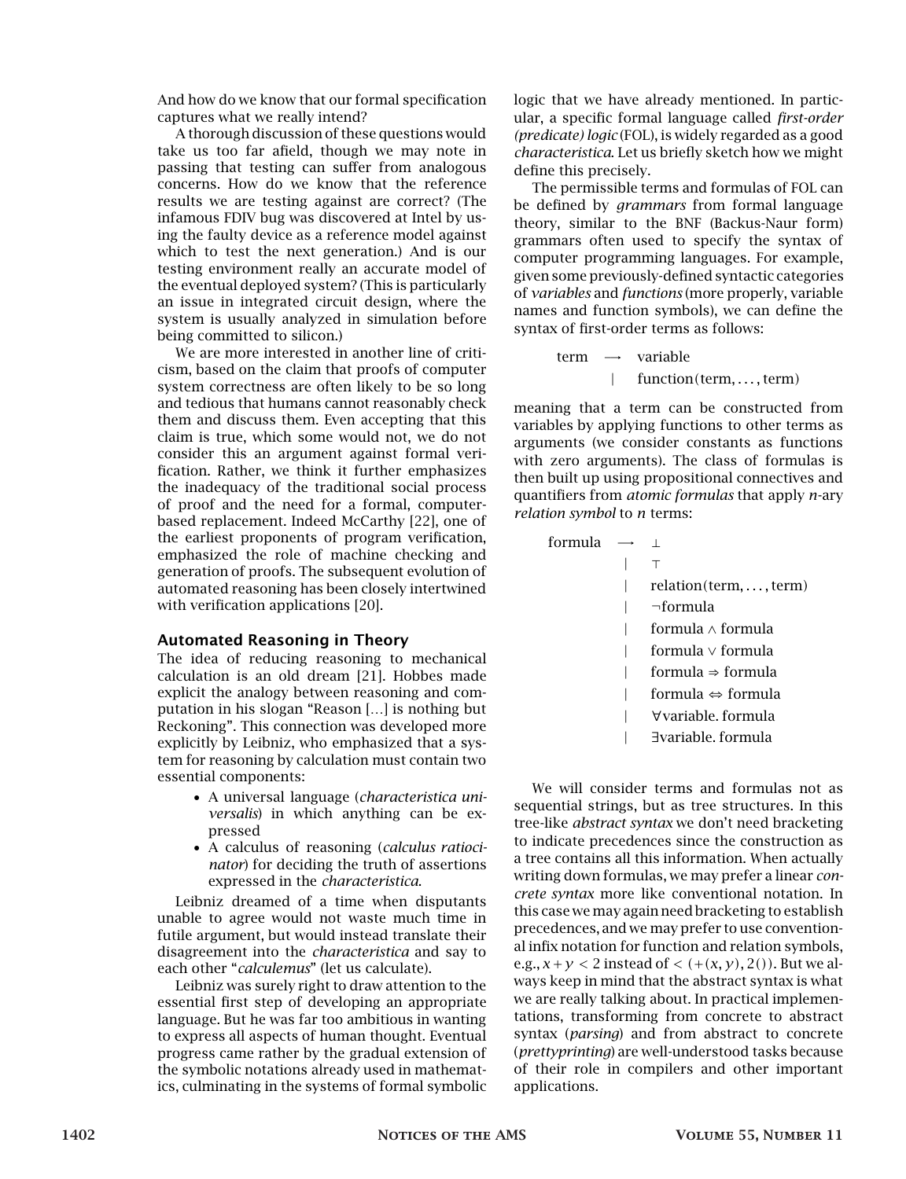And how do we know that our formal specification captures what we really intend?

A thorough discussion of these questions would take us too far afield, though we may note in passing that testing can suffer from analogous concerns. How do we know that the reference results we are testing against are correct? (The infamous FDIV bug was discovered at Intel by using the faulty device as a reference model against which to test the next generation.) And is our testing environment really an accurate model of the eventual deployed system? (This is particularly an issue in integrated circuit design, where the system is usually analyzed in simulation before being committed to silicon.)

We are more interested in another line of criticism, based on the claim that proofs of computer system correctness are often likely to be so long and tedious that humans cannot reasonably check them and discuss them. Even accepting that this claim is true, which some would not, we do not consider this an argument against formal verification. Rather, we think it further emphasizes the inadequacy of the traditional social process of proof and the need for a formal, computer-based replacement. Indeed McCarthy [22], one of the earliest proponents of program verification, emphasized the role of machine checking and generation of proofs. The subsequent evolution of automated reasoning has been closely intertwined with verification applications [20].

## Automated Reasoning in Theory

The idea of reducing reasoning to mechanical calculation is an old dream [21]. Hobbes made explicit the analogy between reasoning and computation in his slogan "Reason […] is nothing but Reckoning". This connection was developed more explicitly by Leibniz, who emphasized that a system for reasoning by calculation must contain two essential components:

- A universal language (*characteristica universalis*) in which anything can be expressed
- A calculus of reasoning (*calculus ratiocinator*) for deciding the truth of assertions expressed in the *characteristica*.

Leibniz dreamed of a time when disputants unable to agree would not waste much time in futile argument, but would instead translate their disagreement into the *characteristica* and say to each other "*calculemus*" (let us calculate).

Leibniz was surely right to draw attention to the essential first step of developing an appropriate language. But he was far too ambitious in wanting to express all aspects of human thought. Eventual progress came rather by the gradual extension of the symbolic notations already used in mathematics, culminating in the systems of formal symbolic logic that we have already mentioned. In particular, a specific formal language called *first-order (predicate) logic* (FOL), is widely regarded as a good *characteristica*. Let us briefly sketch how we might define this precisely.

The permissible terms and formulas of FOL can be defined by *grammars* from formal language theory, similar to the BNF (Backus-Naur form) grammars often used to specify the syntax of computer programming languages. For example, given some previously-defined syntactic categories of *variables* and *functions* (more properly, variable names and function symbols), we can define the syntax of first-order terms as follows:

$$
\begin{array}{lcl}
\text{term} & \longrightarrow & \text{variable} \\
 & | & \text{function}(\text{term}, \ldots, \text{term})
\end{array}
$$

meaning that a term can be constructed from variables by applying functions to other terms as arguments (we consider constants as functions with zero arguments). The class of formulas is then built up using propositional connectives and quantifiers from *atomic formulas* that apply $n$-ary *relation symbol* to $n$ terms:

$$
\begin{array}{lcl}
\text{formula} & \longrightarrow & \bot \\
 & | & \top \\
 & | & \text{relation}(\text{term}, \ldots, \text{term}) \\
 & | & \neg\text{formula} \\
 & | & \text{formula} \wedge \text{formula} \\
 & | & \text{formula} \vee \text{formula} \\
 & | & \text{formula} \Rightarrow \text{formula} \\
 & | & \text{formula} \Leftrightarrow \text{formula} \\
 & | & \forall\text{variable. formula} \\
 & | & \exists\text{variable. formula}
\end{array}
$$

We will consider terms and formulas not as sequential strings, but as tree structures. In this tree-like *abstract syntax* we don't need bracketing to indicate precedences since the construction as a tree contains all this information. When actually writing down formulas, we may prefer a linear *concrete syntax* more like conventional notation. In this case we may again need bracketing to establish precedences, and we may prefer to use conventional infix notation for function and relation symbols, e.g., $x + y < 2$ instead of $<(+(x, y), 2())$. But we always keep in mind that the abstract syntax is what we are really talking about. In practical implementations, transforming from concrete to abstract syntax (*parsing*) and from abstract to concrete (*prettyprinting*) are well-understood tasks because of their role in compilers and other important applications.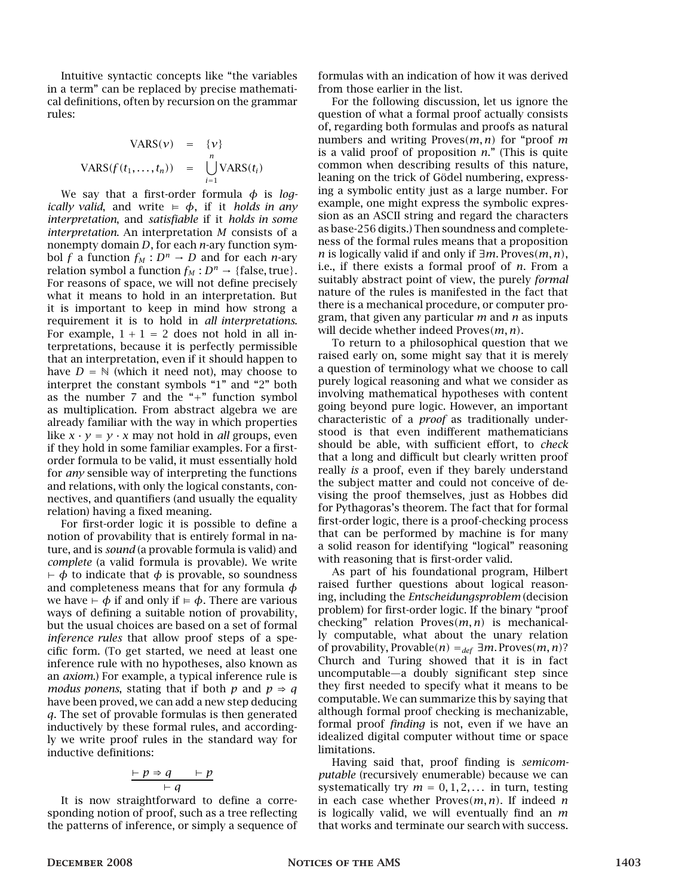Intuitive syntactic concepts like "the variables in a term" can be replaced by precise mathematical definitions, often by recursion on the grammar rules:

$$
\begin{aligned}
\mathrm{VARS}(v) &= \{v\} \\
\mathrm{VARS}(f(t_1,\ldots,t_n)) &= \bigcup_{i=1}^{n} \mathrm{VARS}(t_i)
\end{aligned}
$$

We say that a first-order formula $\phi$ is *logically valid*, and write $\vDash \phi$, if it *holds in any interpretation*, and *satisfiable* if it *holds in some interpretation*. An interpretation $M$ consists of a nonempty domain $D$, for each $n$-ary function symbol $f$ a function $f_M : D^n \to D$ and for each $n$-ary relation symbol a function $f_M : D^n \to \{\text{false}, \text{true}\}$. For reasons of space, we will not define precisely what it means to hold in an interpretation. But it is important to keep in mind how strong a requirement it is to hold in *all interpretations*. For example, $1 + 1 = 2$ does not hold in all interpretations, because it is perfectly permissible that an interpretation, even if it should happen to have $D = \mathbb{N}$ (which it need not), may choose to interpret the constant symbols "1" and "2" both as the number 7 and the "+" function symbol as multiplication. From abstract algebra we are already familiar with the way in which properties like $x \cdot y = y \cdot x$ may not hold in *all* groups, even if they hold in some familiar examples. For a first-order formula to be valid, it must essentially hold for *any* sensible way of interpreting the functions and relations, with only the logical constants, connectives, and quantifiers (and usually the equality relation) having a fixed meaning.

For first-order logic it is possible to define a notion of provability that is entirely formal in nature, and is *sound* (a provable formula is valid) and *complete* (a valid formula is provable). We write $\vdash \phi$ to indicate that $\phi$ is provable, so soundness and completeness means that for any formula $\phi$ we have $\vdash \phi$ if and only if $\vDash \phi$. There are various ways of defining a suitable notion of provability, but the usual choices are based on a set of formal *inference rules* that allow proof steps of a specific form. (To get started, we need at least one inference rule with no hypotheses, also known as an *axiom*.) For example, a typical inference rule is *modus ponens*, stating that if both $p$ and $p \Rightarrow q$ have been proved, we can add a new step deducing $q$. The set of provable formulas is then generated inductively by these formal rules, and accordingly we write proof rules in the standard way for inductive definitions:

$$
\frac{\vdash p \Rightarrow q \qquad \vdash p}{\vdash q}
$$

It is now straightforward to define a corresponding notion of proof, such as a tree reflecting the patterns of inference, or simply a sequence of formulas with an indication of how it was derived from those earlier in the list.

For the following discussion, let us ignore the question of what a formal proof actually consists of, regarding both formulas and proofs as natural numbers and writing $\mathrm{Proves}(m, n)$ for "proof $m$ is a valid proof of proposition $n$." (This is quite common when describing results of this nature, leaning on the trick of Gödel numbering, expressing a symbolic entity just as a large number. For example, one might express the symbolic expression as an ASCII string and regard the characters as base-256 digits.) Then soundness and completeness of the formal rules means that a proposition $n$ is logically valid if and only if $\exists m.\, \mathrm{Proves}(m, n)$, i.e., if there exists a formal proof of $n$. From a suitably abstract point of view, the purely *formal* nature of the rules is manifested in the fact that there is a mechanical procedure, or computer program, that given any particular $m$ and $n$ as inputs will decide whether indeed $\mathrm{Proves}(m, n)$.

To return to a philosophical question that we raised early on, some might say that it is merely a question of terminology what we choose to call purely logical reasoning and what we consider as involving mathematical hypotheses with content going beyond pure logic. However, an important characteristic of a *proof* as traditionally understood is that even indifferent mathematicians should be able, with sufficient effort, to *check* that a long and difficult but clearly written proof really *is* a proof, even if they barely understand the subject matter and could not conceive of devising the proof themselves, just as Hobbes did for Pythagoras's theorem. The fact that for formal first-order logic, there is a proof-checking process that can be performed by machine is for many a solid reason for identifying "logical" reasoning with reasoning that is first-order valid.

As part of his foundational program, Hilbert raised further questions about logical reasoning, including the *Entscheidungsproblem* (decision problem) for first-order logic. If the binary "proof checking" relation $\mathrm{Proves}(m, n)$ is mechanically computable, what about the unary relation of provability, $\mathrm{Provable}(n) =_{def} \exists m.\, \mathrm{Proves}(m, n)$? Church and Turing showed that it is in fact uncomputable—a doubly significant step since they first needed to specify what it means to be computable. We can summarize this by saying that although formal proof checking is mechanizable, formal proof *finding* is not, even if we have an idealized digital computer without time or space limitations.

Having said that, proof finding is *semicomputable* (recursively enumerable) because we can systematically try $m = 0, 1, 2, \ldots$ in turn, testing in each case whether $\mathrm{Proves}(m, n)$. If indeed $n$ is logically valid, we will eventually find an $m$ that works and terminate our search with success.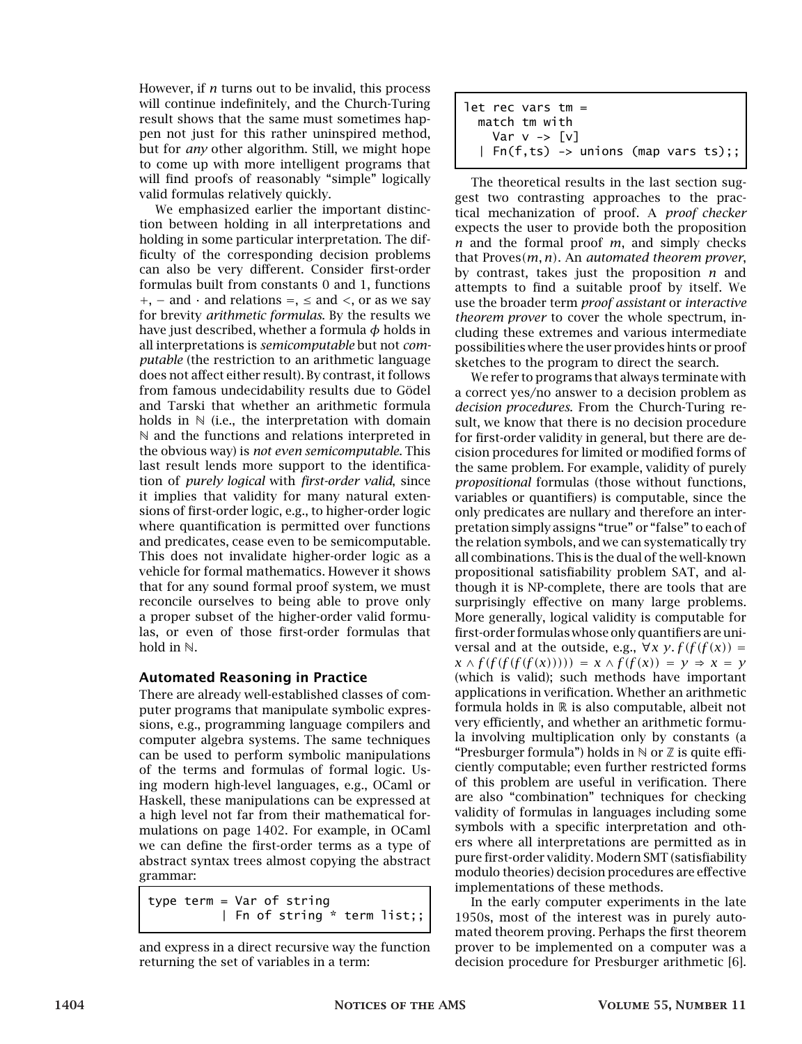However, if $n$ turns out to be invalid, this process will continue indefinitely, and the Church-Turing result shows that the same must sometimes happen not just for this rather uninspired method, but for *any* other algorithm. Still, we might hope to come up with more intelligent programs that will find proofs of reasonably "simple" logically valid formulas relatively quickly.

We emphasized earlier the important distinction between holding in all interpretations and holding in some particular interpretation. The difficulty of the corresponding decision problems can also be very different. Consider first-order formulas built from constants 0 and 1, functions $+$, $-$ and $\cdot$ and relations $=$, $\leq$ and $<$, or as we say for brevity *arithmetic formulas*. By the results we have just described, whether a formula $\phi$ holds in all interpretations is *semicomputable* but not *computable* (the restriction to an arithmetic language does not affect either result). By contrast, it follows from famous undecidability results due to Gödel and Tarski that whether an arithmetic formula holds in $\mathbb{N}$ (i.e., the interpretation with domain $\mathbb{N}$ and the functions and relations interpreted in the obvious way) is *not even semicomputable*. This last result lends more support to the identification of *purely logical* with *first-order valid*, since it implies that validity for many natural extensions of first-order logic, e.g., to higher-order logic where quantification is permitted over functions and predicates, cease even to be semicomputable. This does not invalidate higher-order logic as a vehicle for formal mathematics. However it shows that for any sound formal proof system, we must reconcile ourselves to being able to prove only a proper subset of the higher-order valid formulas, or even of those first-order formulas that hold in $\mathbb{N}$.

## Automated Reasoning in Practice

There are already well-established classes of computer programs that manipulate symbolic expressions, e.g., programming language compilers and computer algebra systems. The same techniques can be used to perform symbolic manipulations of the terms and formulas of formal logic. Using modern high-level languages, e.g., OCaml or Haskell, these manipulations can be expressed at a high level not far from their mathematical formulations on page 1402. For example, in OCaml we can define the first-order terms as a type of abstract syntax trees almost copying the abstract grammar:

```
type term = Var of string
          | Fn of string * term list;;
```

and express in a direct recursive way the function returning the set of variables in a term:

```
let rec vars tm =
  match tm with
    Var v -> [v]
  | Fn(f,ts) -> unions (map vars ts);;
```

The theoretical results in the last section suggest two contrasting approaches to the practical mechanization of proof. A *proof checker* expects the user to provide both the proposition $n$ and the formal proof $m$, and simply checks that $\text{Proves}(m, n)$. An *automated theorem prover*, by contrast, takes just the proposition $n$ and attempts to find a suitable proof by itself. We use the broader term *proof assistant* or *interactive theorem prover* to cover the whole spectrum, including these extremes and various intermediate possibilities where the user provides hints or proof sketches to the program to direct the search.

We refer to programs that always terminate with a correct yes/no answer to a decision problem as *decision procedures*. From the Church-Turing result, we know that there is no decision procedure for first-order validity in general, but there are decision procedures for limited or modified forms of the same problem. For example, validity of purely *propositional* formulas (those without functions, variables or quantifiers) is computable, since the only predicates are nullary and therefore an interpretation simply assigns "true" or "false" to each of the relation symbols, and we can systematically try all combinations. This is the dual of the well-known propositional satisfiability problem SAT, and although it is NP-complete, there are tools that are surprisingly effective on many large problems. More generally, logical validity is computable for first-order formulas whose only quantifiers are universal and at the outside, e.g., $\forall x\ y.\, f(f(f(x)) = x \wedge f(f(f(f(f(x))))) = x \wedge f(f(x)) = y \Rightarrow x = y$ (which is valid); such methods have important applications in verification. Whether an arithmetic formula holds in $\mathbb{R}$ is also computable, albeit not very efficiently, and whether an arithmetic formula involving multiplication only by constants (a "Presburger formula") holds in $\mathbb{N}$ or $\mathbb{Z}$ is quite efficiently computable; even further restricted forms of this problem are useful in verification. There are also "combination" techniques for checking validity of formulas in languages including some symbols with a specific interpretation and others where all interpretations are permitted as in pure first-order validity. Modern SMT (satisfiability modulo theories) decision procedures are effective implementations of these methods.

In the early computer experiments in the late 1950s, most of the interest was in purely automated theorem proving. Perhaps the first theorem prover to be implemented on a computer was a decision procedure for Presburger arithmetic [6].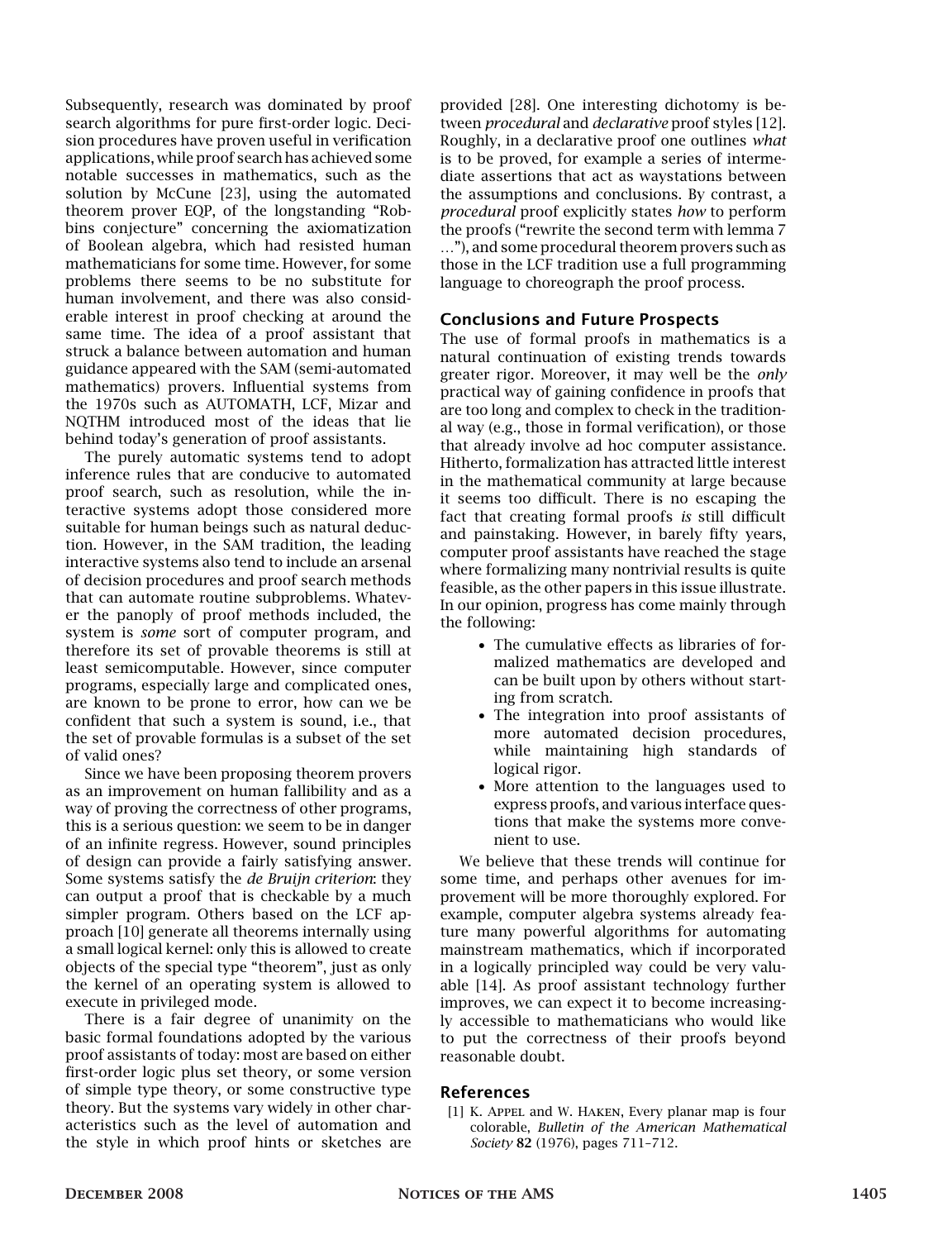Subsequently, research was dominated by proof search algorithms for pure first-order logic. Decision procedures have proven useful in verification applications, while proof search has achieved some notable successes in mathematics, such as the solution by McCune [23], using the automated theorem prover EQP, of the longstanding "Robbins conjecture" concerning the axiomatization of Boolean algebra, which had resisted human mathematicians for some time. However, for some problems there seems to be no substitute for human involvement, and there was also considerable interest in proof checking at around the same time. The idea of a proof assistant that struck a balance between automation and human guidance appeared with the SAM (semi-automated mathematics) provers. Influential systems from the 1970s such as AUTOMATH, LCF, Mizar and NQTHM introduced most of the ideas that lie behind today's generation of proof assistants.

The purely automatic systems tend to adopt inference rules that are conducive to automated proof search, such as resolution, while the interactive systems adopt those considered more suitable for human beings such as natural deduction. However, in the SAM tradition, the leading interactive systems also tend to include an arsenal of decision procedures and proof search methods that can automate routine subproblems. Whatever the panoply of proof methods included, the system is *some* sort of computer program, and therefore its set of provable theorems is still at least semicomputable. However, since computer programs, especially large and complicated ones, are known to be prone to error, how can we be confident that such a system is sound, i.e., that the set of provable formulas is a subset of the set of valid ones?

Since we have been proposing theorem provers as an improvement on human fallibility and as a way of proving the correctness of other programs, this is a serious question: we seem to be in danger of an infinite regress. However, sound principles of design can provide a fairly satisfying answer. Some systems satisfy the *de Bruijn criterion*: they can output a proof that is checkable by a much simpler program. Others based on the LCF approach [10] generate all theorems internally using a small logical kernel: only this is allowed to create objects of the special type "theorem", just as only the kernel of an operating system is allowed to execute in privileged mode.

There is a fair degree of unanimity on the basic formal foundations adopted by the various proof assistants of today: most are based on either first-order logic plus set theory, or some version of simple type theory, or some constructive type theory. But the systems vary widely in other characteristics such as the level of automation and the style in which proof hints or sketches are provided [28]. One interesting dichotomy is between *procedural* and *declarative* proof styles [12]. Roughly, in a declarative proof one outlines *what* is to be proved, for example a series of intermediate assertions that act as waystations between the assumptions and conclusions. By contrast, a *procedural* proof explicitly states *how* to perform the proofs ("rewrite the second term with lemma 7 …"), and some procedural theorem provers such as those in the LCF tradition use a full programming language to choreograph the proof process.

## Conclusions and Future Prospects

The use of formal proofs in mathematics is a natural continuation of existing trends towards greater rigor. Moreover, it may well be the *only* practical way of gaining confidence in proofs that are too long and complex to check in the traditional way (e.g., those in formal verification), or those that already involve ad hoc computer assistance. Hitherto, formalization has attracted little interest in the mathematical community at large because it seems too difficult. There is no escaping the fact that creating formal proofs *is* still difficult and painstaking. However, in barely fifty years, computer proof assistants have reached the stage where formalizing many nontrivial results is quite feasible, as the other papers in this issue illustrate. In our opinion, progress has come mainly through the following:

- The cumulative effects as libraries of formalized mathematics are developed and can be built upon by others without starting from scratch.
- The integration into proof assistants of more automated decision procedures, while maintaining high standards of logical rigor.
- More attention to the languages used to express proofs, and various interface questions that make the systems more convenient to use.

We believe that these trends will continue for some time, and perhaps other avenues for improvement will be more thoroughly explored. For example, computer algebra systems already feature many powerful algorithms for automating mainstream mathematics, which if incorporated in a logically principled way could be very valuable [14]. As proof assistant technology further improves, we can expect it to become increasingly accessible to mathematicians who would like to put the correctness of their proofs beyond reasonable doubt.

## References

[1] K. Appel and W. Haken, Every planar map is four colorable, *Bulletin of the American Mathematical Society* **82** (1976), pages 711–712.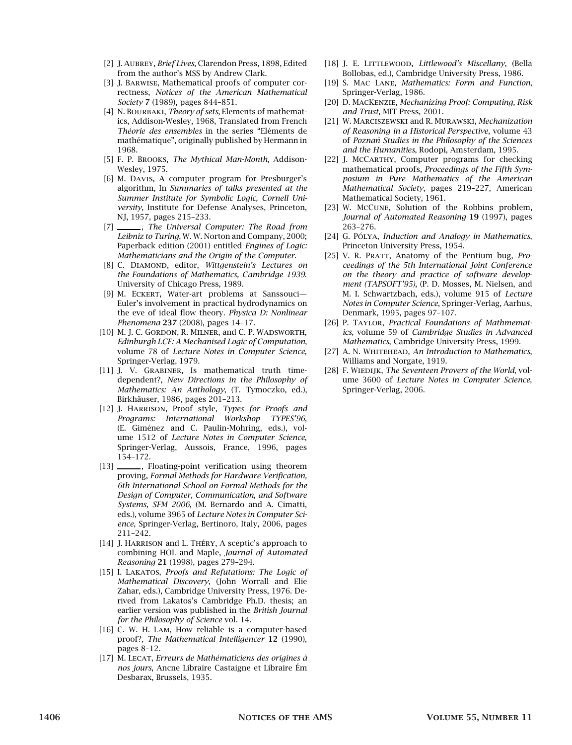[2] J. Aubrey, *Brief Lives*, Clarendon Press, 1898, Edited from the author's MSS by Andrew Clark.

[3] J. Barwise, Mathematical proofs of computer correctness, *Notices of the American Mathematical Society* **7** (1989), pages 844–851.

[4] N. Bourbaki, *Theory of sets*, Elements of mathematics, Addison-Wesley, 1968, Translated from French *Théorie des ensembles* in the series "Eléments de mathématique", originally published by Hermann in 1968.

[5] F. P. Brooks, *The Mythical Man-Month*, Addison-Wesley, 1975.

[6] M. Davis, A computer program for Presburger's algorithm, In *Summaries of talks presented at the Summer Institute for Symbolic Logic, Cornell University*, Institute for Defense Analyses, Princeton, NJ, 1957, pages 215–233.

[7] ______, *The Universal Computer: The Road from Leibniz to Turing*, W. W. Norton and Company, 2000; Paperback edition (2001) entitled *Engines of Logic: Mathematicians and the Origin of the Computer*.

[8] C. Diamond, editor, *Wittgenstein's Lectures on the Foundations of Mathematics, Cambridge 1939*. University of Chicago Press, 1989.

[9] M. Eckert, Water-art problems at Sanssouci—Euler's involvement in practical hydrodynamics on the eve of ideal flow theory. *Physica D: Nonlinear Phenomena* **237** (2008), pages 14–17.

[10] M. J. C. Gordon, R. Milner, and C. P. Wadsworth, *Edinburgh LCF: A Mechanised Logic of Computation*, volume 78 of *Lecture Notes in Computer Science*, Springer-Verlag, 1979.

[11] J. V. Grabiner, Is mathematical truth time-dependent?, *New Directions in the Philosophy of Mathematics: An Anthology*, (T. Tymoczko, ed.), Birkhäuser, 1986, pages 201–213.

[12] J. Harrison, Proof style, *Types for Proofs and Programs: International Workshop TYPES'96*, (E. Giménez and C. Paulin-Mohring, eds.), volume 1512 of *Lecture Notes in Computer Science*, Springer-Verlag, Aussois, France, 1996, pages 154–172.

[13] ______, Floating-point verification using theorem proving, *Formal Methods for Hardware Verification, 6th International School on Formal Methods for the Design of Computer, Communication, and Software Systems, SFM 2006*, (M. Bernardo and A. Cimatti, eds.), volume 3965 of *Lecture Notes in Computer Science*, Springer-Verlag, Bertinoro, Italy, 2006, pages 211–242.

[14] J. Harrison and L. Théry, A sceptic's approach to combining HOL and Maple, *Journal of Automated Reasoning* **21** (1998), pages 279–294.

[15] I. Lakatos, *Proofs and Refutations: The Logic of Mathematical Discovery*, (John Worrall and Elie Zahar, eds.), Cambridge University Press, 1976. Derived from Lakatos's Cambridge Ph.D. thesis; an earlier version was published in the *British Journal for the Philosophy of Science* vol. 14.

[16] C. W. H. Lam, How reliable is a computer-based proof?, *The Mathematical Intelligencer* **12** (1990), pages 8–12.

[17] M. Lecat, *Erreurs de Mathématiciens des origines à nos jours*, Ancne Libraire Castaigne et Libraire Ém Desbarax, Brussels, 1935.

[18] J. E. Littlewood, *Littlewood's Miscellany*, (Bella Bollobas, ed.), Cambridge University Press, 1986.

[19] S. Mac Lane, *Mathematics: Form and Function*, Springer-Verlag, 1986.

[20] D. MacKenzie, *Mechanizing Proof: Computing, Risk and Trust*, MIT Press, 2001.

[21] W. Marciszewski and R. Murawski, *Mechanization of Reasoning in a Historical Perspective*, volume 43 of *Poznań Studies in the Philosophy of the Sciences and the Humanities*, Rodopi, Amsterdam, 1995.

[22] J. McCarthy, Computer programs for checking mathematical proofs, *Proceedings of the Fifth Symposium in Pure Mathematics of the American Mathematical Society*, pages 219–227, American Mathematical Society, 1961.

[23] W. McCune, Solution of the Robbins problem, *Journal of Automated Reasoning* **19** (1997), pages 263–276.

[24] G. Pólya, *Induction and Analogy in Mathematics*, Princeton University Press, 1954.

[25] V. R. Pratt, Anatomy of the Pentium bug, *Proceedings of the 5th International Joint Conference on the theory and practice of software development (TAPSOFT'95)*, (P. D. Mosses, M. Nielsen, and M. I. Schwartzbach, eds.), volume 915 of *Lecture Notes in Computer Science*, Springer-Verlag, Aarhus, Denmark, 1995, pages 97–107.

[26] P. Taylor, *Practical Foundations of Mathmematics*, volume 59 of *Cambridge Studies in Advanced Mathematics*, Cambridge University Press, 1999.

[27] A. N. Whitehead, *An Introduction to Mathematics*, Williams and Norgate, 1919.

[28] F. Wiedijk, *The Seventeen Provers of the World*, volume 3600 of *Lecture Notes in Computer Science*, Springer-Verlag, 2006.